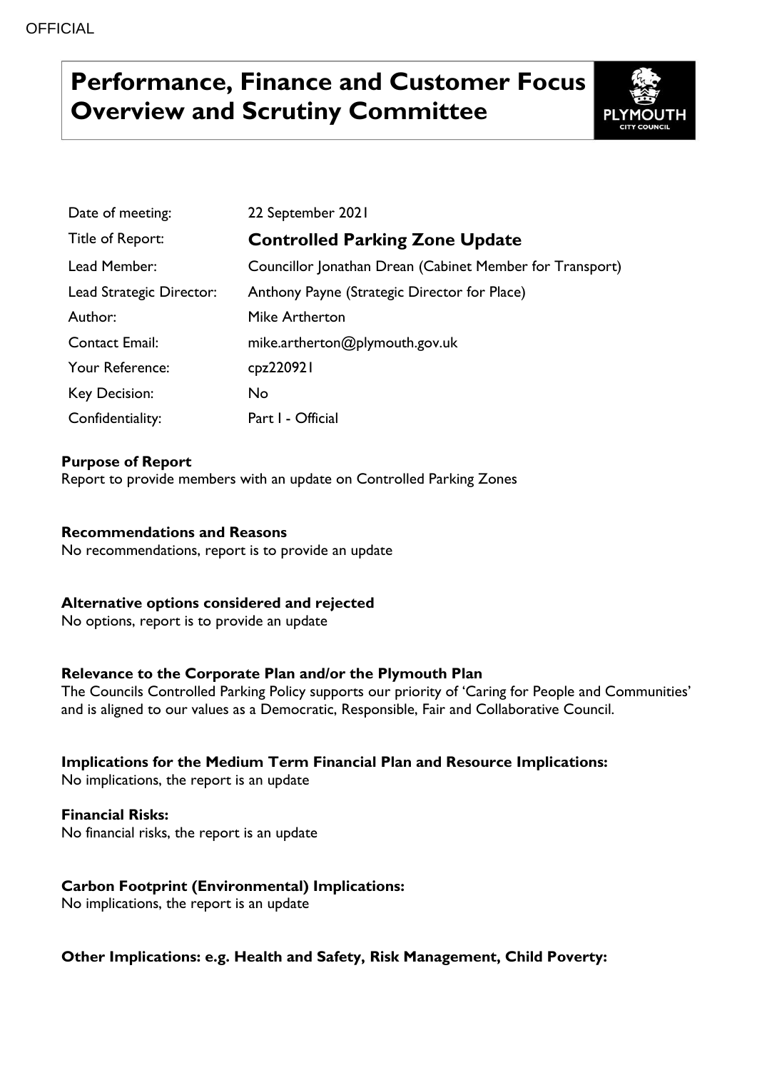# Performance, Finance and Customer Focus Overview and Scrutiny Committee

| | |
|---|---|
| Date of meeting: | 22 September 2021 |
| Title of Report: | **Controlled Parking Zone Update** |
| Lead Member: | Councillor Jonathan Drean (Cabinet Member for Transport) |
| Lead Strategic Director: | Anthony Payne (Strategic Director for Place) |
| Author: | Mike Artherton |
| Contact Email: | mike.artherton@plymouth.gov.uk |
| Your Reference: | cpz220921 |
| Key Decision: | No |
| Confidentiality: | Part I - Official |

**Purpose of Report**

Report to provide members with an update on Controlled Parking Zones

**Recommendations and Reasons**

No recommendations, report is to provide an update

**Alternative options considered and rejected**

No options, report is to provide an update

**Relevance to the Corporate Plan and/or the Plymouth Plan**

The Councils Controlled Parking Policy supports our priority of 'Caring for People and Communities' and is aligned to our values as a Democratic, Responsible, Fair and Collaborative Council.

**Implications for the Medium Term Financial Plan and Resource Implications:**

No implications, the report is an update

**Financial Risks:**

No financial risks, the report is an update

**Carbon Footprint (Environmental) Implications:**

No implications, the report is an update

**Other Implications: e.g. Health and Safety, Risk Management, Child Poverty:**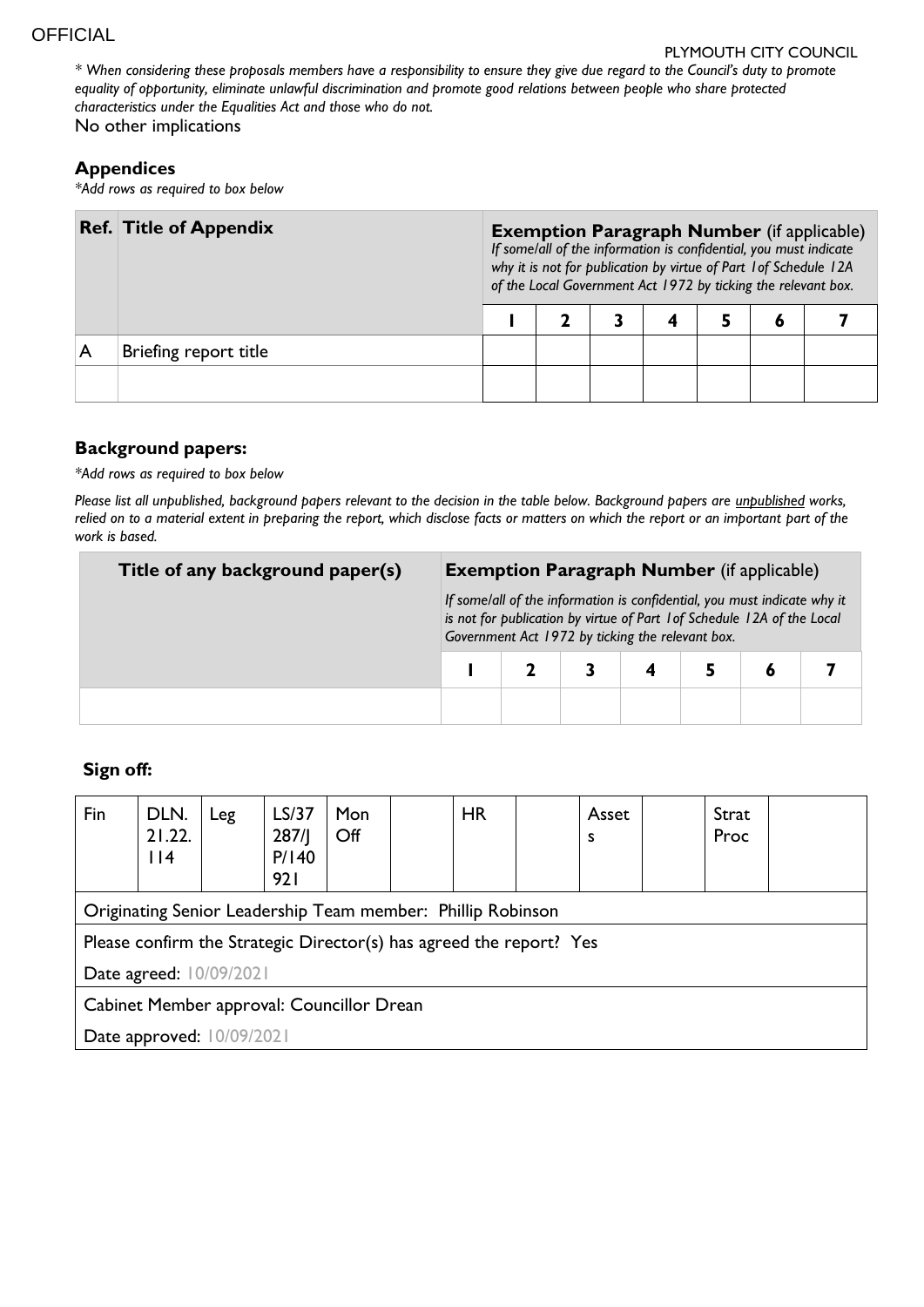*\* When considering these proposals members have a responsibility to ensure they give due regard to the Council's duty to promote equality of opportunity, eliminate unlawful discrimination and promote good relations between people who share protected characteristics under the Equalities Act and those who do not.*

No other implications

## Appendices

*\*Add rows as required to box below*

| Ref. | Title of Appendix | **Exemption Paragraph Number** (if applicable) *If some/all of the information is confidential, you must indicate why it is not for publication by virtue of Part 1of Schedule 12A of the Local Government Act 1972 by ticking the relevant box.* | | | | | | |
|---|---|---|---|---|---|---|---|---|
| | | 1 | 2 | 3 | 4 | 5 | 6 | 7 |
| A | Briefing report title | | | | | | | |
| | | | | | | | | |

## Background papers:

*\*Add rows as required to box below*

*Please list all unpublished, background papers relevant to the decision in the table below. Background papers are unpublished works, relied on to a material extent in preparing the report, which disclose facts or matters on which the report or an important part of the work is based.*

| Title of any background paper(s) | **Exemption Paragraph Number** (if applicable) *If some/all of the information is confidential, you must indicate why it is not for publication by virtue of Part 1of Schedule 12A of the Local Government Act 1972 by ticking the relevant box.* | | | | | | |
|---|---|---|---|---|---|---|---|
| | 1 | 2 | 3 | 4 | 5 | 6 | 7 |
| | | | | | | | |

## Sign off:

| Fin | DLN. 21.22. 114 | Leg | LS/37 287/J P/140 921 | Mon Off | | HR | | Assets | | Strat Proc | |
|---|---|---|---|---|---|---|---|---|---|---|---|
| Originating Senior Leadership Team member: Phillip Robinson | | | | | | | | | | | |
| Please confirm the Strategic Director(s) has agreed the report? Yes | | | | | | | | | | | |
| Date agreed: 10/09/2021 | | | | | | | | | | | |
| Cabinet Member approval: Councillor Drean | | | | | | | | | | | |
| Date approved: 10/09/2021 | | | | | | | | | | | |